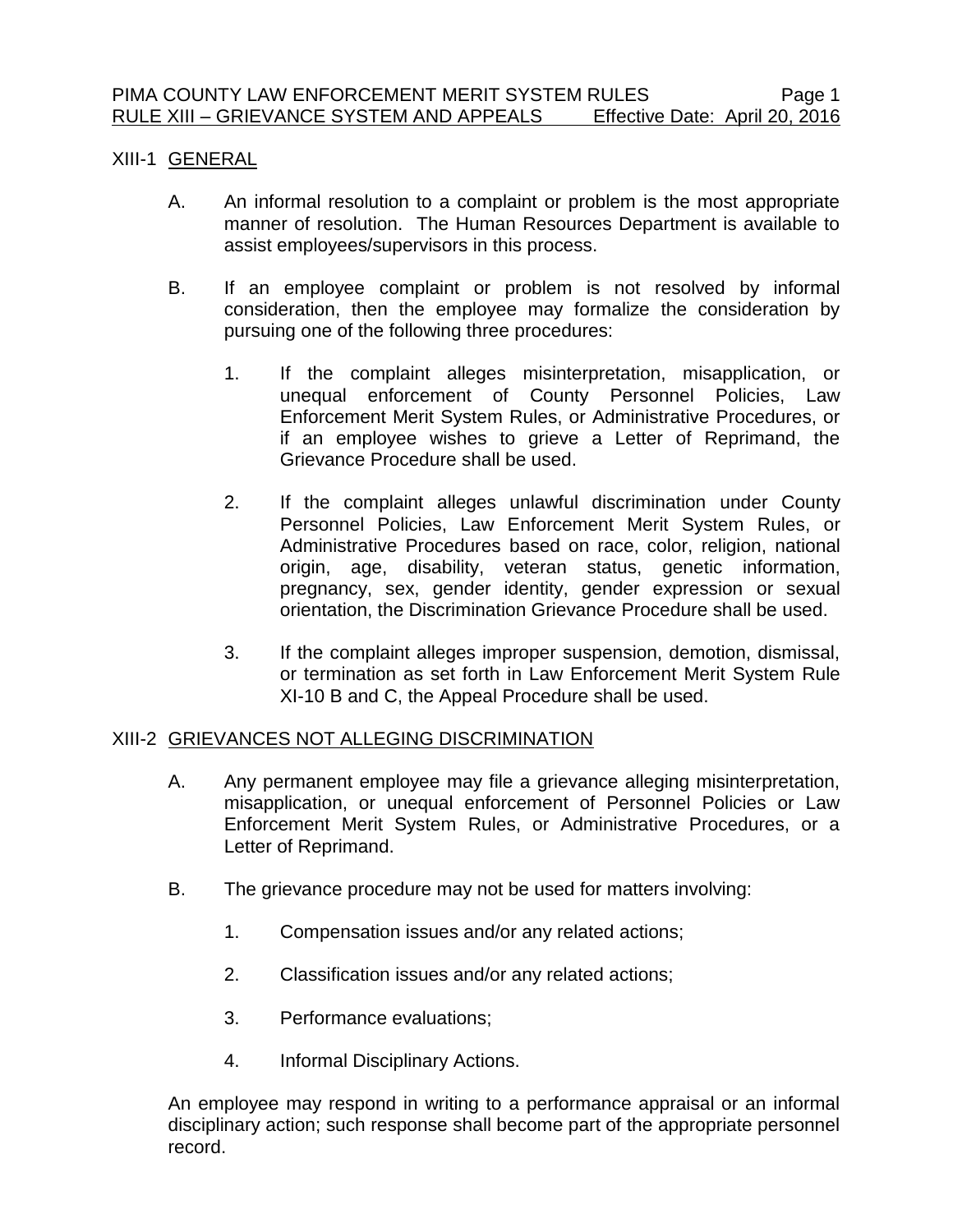## XIII-1 GENERAL

A. An informal resolution to a complaint or problem is the most appropriate manner of resolution. The Human Resources Department is available to assist employees/supervisors in this process.

B. If an employee complaint or problem is not resolved by informal consideration, then the employee may formalize the consideration by pursuing one of the following three procedures:

   1. If the complaint alleges misinterpretation, misapplication, or unequal enforcement of County Personnel Policies, Law Enforcement Merit System Rules, or Administrative Procedures, or if an employee wishes to grieve a Letter of Reprimand, the Grievance Procedure shall be used.

   2. If the complaint alleges unlawful discrimination under County Personnel Policies, Law Enforcement Merit System Rules, or Administrative Procedures based on race, color, religion, national origin, age, disability, veteran status, genetic information, pregnancy, sex, gender identity, gender expression or sexual orientation, the Discrimination Grievance Procedure shall be used.

   3. If the complaint alleges improper suspension, demotion, dismissal, or termination as set forth in Law Enforcement Merit System Rule XI-10 B and C, the Appeal Procedure shall be used.

## XIII-2 GRIEVANCES NOT ALLEGING DISCRIMINATION

A. Any permanent employee may file a grievance alleging misinterpretation, misapplication, or unequal enforcement of Personnel Policies or Law Enforcement Merit System Rules, or Administrative Procedures, or a Letter of Reprimand.

B. The grievance procedure may not be used for matters involving:

   1. Compensation issues and/or any related actions;

   2. Classification issues and/or any related actions;

   3. Performance evaluations;

   4. Informal Disciplinary Actions.

An employee may respond in writing to a performance appraisal or an informal disciplinary action; such response shall become part of the appropriate personnel record.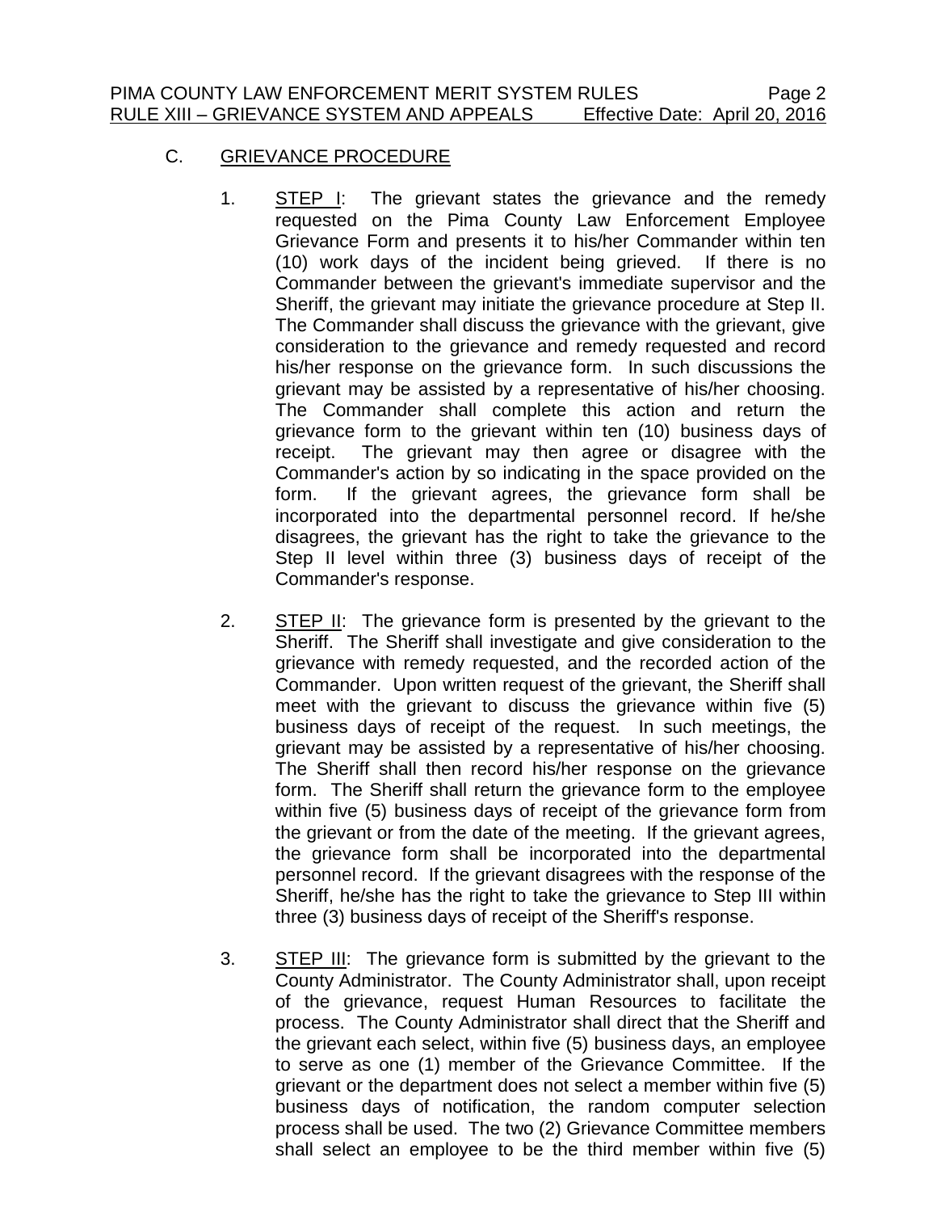## C. GRIEVANCE PROCEDURE

1. STEP I: The grievant states the grievance and the remedy requested on the Pima County Law Enforcement Employee Grievance Form and presents it to his/her Commander within ten (10) work days of the incident being grieved. If there is no Commander between the grievant's immediate supervisor and the Sheriff, the grievant may initiate the grievance procedure at Step II. The Commander shall discuss the grievance with the grievant, give consideration to the grievance and remedy requested and record his/her response on the grievance form. In such discussions the grievant may be assisted by a representative of his/her choosing. The Commander shall complete this action and return the grievance form to the grievant within ten (10) business days of receipt. The grievant may then agree or disagree with the Commander's action by so indicating in the space provided on the form. If the grievant agrees, the grievance form shall be incorporated into the departmental personnel record. If he/she disagrees, the grievant has the right to take the grievance to the Step II level within three (3) business days of receipt of the Commander's response.

2. STEP II: The grievance form is presented by the grievant to the Sheriff. The Sheriff shall investigate and give consideration to the grievance with remedy requested, and the recorded action of the Commander. Upon written request of the grievant, the Sheriff shall meet with the grievant to discuss the grievance within five (5) business days of receipt of the request. In such meetings, the grievant may be assisted by a representative of his/her choosing. The Sheriff shall then record his/her response on the grievance form. The Sheriff shall return the grievance form to the employee within five (5) business days of receipt of the grievance form from the grievant or from the date of the meeting. If the grievant agrees, the grievance form shall be incorporated into the departmental personnel record. If the grievant disagrees with the response of the Sheriff, he/she has the right to take the grievance to Step III within three (3) business days of receipt of the Sheriff's response.

3. STEP III: The grievance form is submitted by the grievant to the County Administrator. The County Administrator shall, upon receipt of the grievance, request Human Resources to facilitate the process. The County Administrator shall direct that the Sheriff and the grievant each select, within five (5) business days, an employee to serve as one (1) member of the Grievance Committee. If the grievant or the department does not select a member within five (5) business days of notification, the random computer selection process shall be used. The two (2) Grievance Committee members shall select an employee to be the third member within five (5)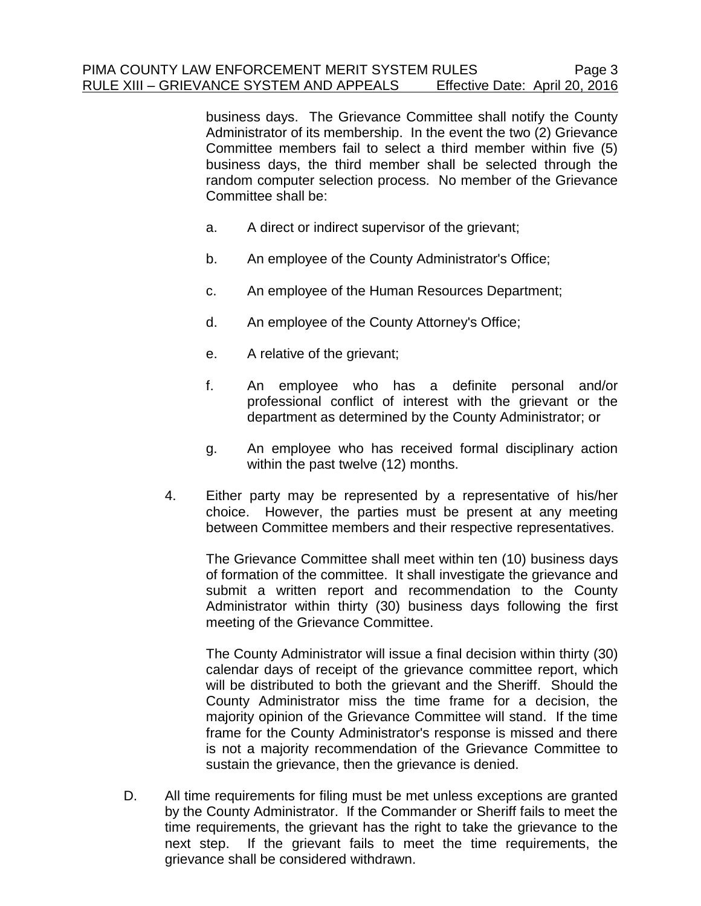business days. The Grievance Committee shall notify the County Administrator of its membership. In the event the two (2) Grievance Committee members fail to select a third member within five (5) business days, the third member shall be selected through the random computer selection process. No member of the Grievance Committee shall be:

a. A direct or indirect supervisor of the grievant;

b. An employee of the County Administrator's Office;

c. An employee of the Human Resources Department;

d. An employee of the County Attorney's Office;

e. A relative of the grievant;

f. An employee who has a definite personal and/or professional conflict of interest with the grievant or the department as determined by the County Administrator; or

g. An employee who has received formal disciplinary action within the past twelve (12) months.

4. Either party may be represented by a representative of his/her choice. However, the parties must be present at any meeting between Committee members and their respective representatives.

The Grievance Committee shall meet within ten (10) business days of formation of the committee. It shall investigate the grievance and submit a written report and recommendation to the County Administrator within thirty (30) business days following the first meeting of the Grievance Committee.

The County Administrator will issue a final decision within thirty (30) calendar days of receipt of the grievance committee report, which will be distributed to both the grievant and the Sheriff. Should the County Administrator miss the time frame for a decision, the majority opinion of the Grievance Committee will stand. If the time frame for the County Administrator's response is missed and there is not a majority recommendation of the Grievance Committee to sustain the grievance, then the grievance is denied.

D. All time requirements for filing must be met unless exceptions are granted by the County Administrator. If the Commander or Sheriff fails to meet the time requirements, the grievant has the right to take the grievance to the next step. If the grievant fails to meet the time requirements, the grievance shall be considered withdrawn.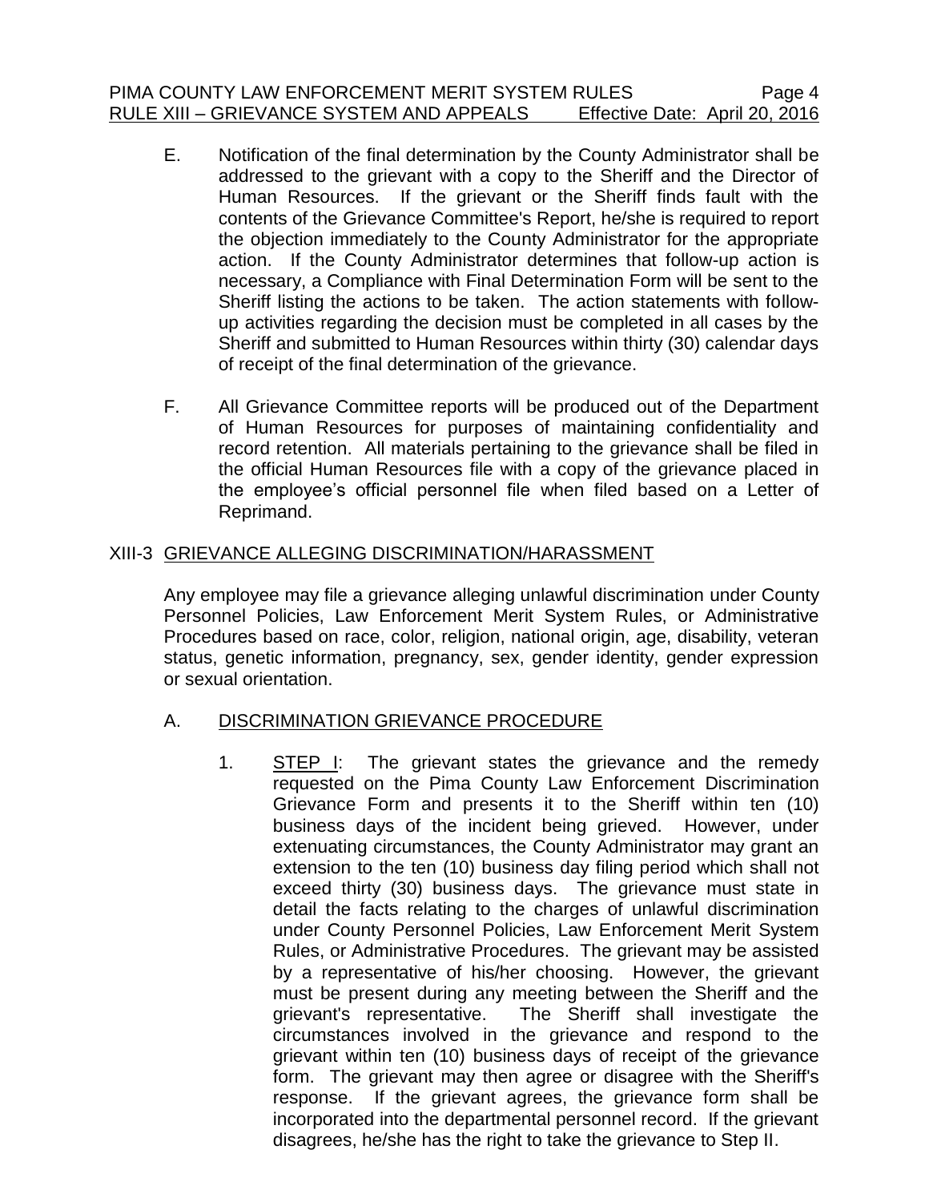E. Notification of the final determination by the County Administrator shall be addressed to the grievant with a copy to the Sheriff and the Director of Human Resources. If the grievant or the Sheriff finds fault with the contents of the Grievance Committee's Report, he/she is required to report the objection immediately to the County Administrator for the appropriate action. If the County Administrator determines that follow-up action is necessary, a Compliance with Final Determination Form will be sent to the Sheriff listing the actions to be taken. The action statements with follow-up activities regarding the decision must be completed in all cases by the Sheriff and submitted to Human Resources within thirty (30) calendar days of receipt of the final determination of the grievance.

F. All Grievance Committee reports will be produced out of the Department of Human Resources for purposes of maintaining confidentiality and record retention. All materials pertaining to the grievance shall be filed in the official Human Resources file with a copy of the grievance placed in the employee's official personnel file when filed based on a Letter of Reprimand.

## XIII-3 GRIEVANCE ALLEGING DISCRIMINATION/HARASSMENT

Any employee may file a grievance alleging unlawful discrimination under County Personnel Policies, Law Enforcement Merit System Rules, or Administrative Procedures based on race, color, religion, national origin, age, disability, veteran status, genetic information, pregnancy, sex, gender identity, gender expression or sexual orientation.

### A. DISCRIMINATION GRIEVANCE PROCEDURE

1. STEP I: The grievant states the grievance and the remedy requested on the Pima County Law Enforcement Discrimination Grievance Form and presents it to the Sheriff within ten (10) business days of the incident being grieved. However, under extenuating circumstances, the County Administrator may grant an extension to the ten (10) business day filing period which shall not exceed thirty (30) business days. The grievance must state in detail the facts relating to the charges of unlawful discrimination under County Personnel Policies, Law Enforcement Merit System Rules, or Administrative Procedures. The grievant may be assisted by a representative of his/her choosing. However, the grievant must be present during any meeting between the Sheriff and the grievant's representative. The Sheriff shall investigate the circumstances involved in the grievance and respond to the grievant within ten (10) business days of receipt of the grievance form. The grievant may then agree or disagree with the Sheriff's response. If the grievant agrees, the grievance form shall be incorporated into the departmental personnel record. If the grievant disagrees, he/she has the right to take the grievance to Step II.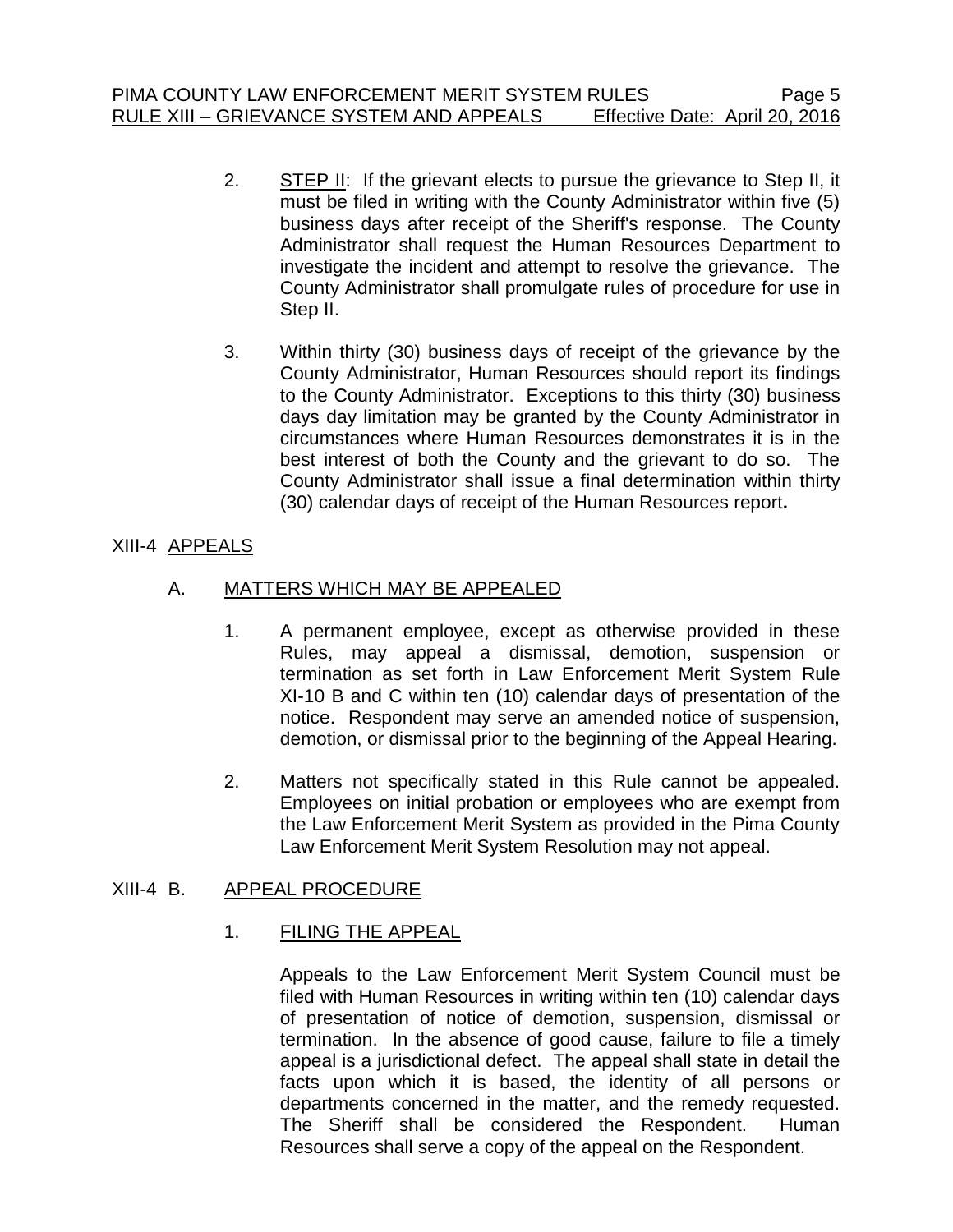2. STEP II: If the grievant elects to pursue the grievance to Step II, it must be filed in writing with the County Administrator within five (5) business days after receipt of the Sheriff's response. The County Administrator shall request the Human Resources Department to investigate the incident and attempt to resolve the grievance. The County Administrator shall promulgate rules of procedure for use in Step II.

3. Within thirty (30) business days of receipt of the grievance by the County Administrator, Human Resources should report its findings to the County Administrator. Exceptions to this thirty (30) business days day limitation may be granted by the County Administrator in circumstances where Human Resources demonstrates it is in the best interest of both the County and the grievant to do so. The County Administrator shall issue a final determination within thirty (30) calendar days of receipt of the Human Resources report**.**

## XIII-4 APPEALS

### A. MATTERS WHICH MAY BE APPEALED

1. A permanent employee, except as otherwise provided in these Rules, may appeal a dismissal, demotion, suspension or termination as set forth in Law Enforcement Merit System Rule XI-10 B and C within ten (10) calendar days of presentation of the notice. Respondent may serve an amended notice of suspension, demotion, or dismissal prior to the beginning of the Appeal Hearing.

2. Matters not specifically stated in this Rule cannot be appealed. Employees on initial probation or employees who are exempt from the Law Enforcement Merit System as provided in the Pima County Law Enforcement Merit System Resolution may not appeal.

## XIII-4 B. APPEAL PROCEDURE

### 1. FILING THE APPEAL

Appeals to the Law Enforcement Merit System Council must be filed with Human Resources in writing within ten (10) calendar days of presentation of notice of demotion, suspension, dismissal or termination. In the absence of good cause, failure to file a timely appeal is a jurisdictional defect. The appeal shall state in detail the facts upon which it is based, the identity of all persons or departments concerned in the matter, and the remedy requested. The Sheriff shall be considered the Respondent. Human Resources shall serve a copy of the appeal on the Respondent.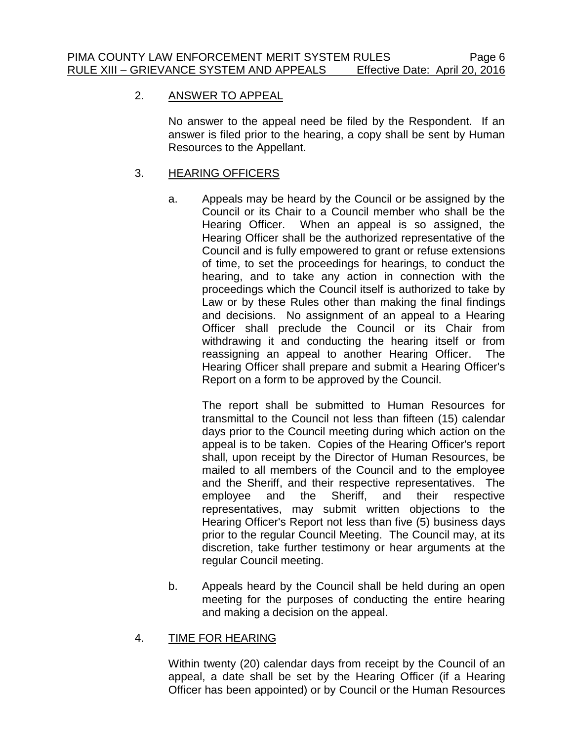2. ANSWER TO APPEAL

No answer to the appeal need be filed by the Respondent. If an answer is filed prior to the hearing, a copy shall be sent by Human Resources to the Appellant.

3. HEARING OFFICERS

a. Appeals may be heard by the Council or be assigned by the Council or its Chair to a Council member who shall be the Hearing Officer. When an appeal is so assigned, the Hearing Officer shall be the authorized representative of the Council and is fully empowered to grant or refuse extensions of time, to set the proceedings for hearings, to conduct the hearing, and to take any action in connection with the proceedings which the Council itself is authorized to take by Law or by these Rules other than making the final findings and decisions. No assignment of an appeal to a Hearing Officer shall preclude the Council or its Chair from withdrawing it and conducting the hearing itself or from reassigning an appeal to another Hearing Officer. The Hearing Officer shall prepare and submit a Hearing Officer's Report on a form to be approved by the Council.

   The report shall be submitted to Human Resources for transmittal to the Council not less than fifteen (15) calendar days prior to the Council meeting during which action on the appeal is to be taken. Copies of the Hearing Officer's report shall, upon receipt by the Director of Human Resources, be mailed to all members of the Council and to the employee and the Sheriff, and their respective representatives. The employee and the Sheriff, and their respective representatives, may submit written objections to the Hearing Officer's Report not less than five (5) business days prior to the regular Council Meeting. The Council may, at its discretion, take further testimony or hear arguments at the regular Council meeting.

b. Appeals heard by the Council shall be held during an open meeting for the purposes of conducting the entire hearing and making a decision on the appeal.

4. TIME FOR HEARING

Within twenty (20) calendar days from receipt by the Council of an appeal, a date shall be set by the Hearing Officer (if a Hearing Officer has been appointed) or by Council or the Human Resources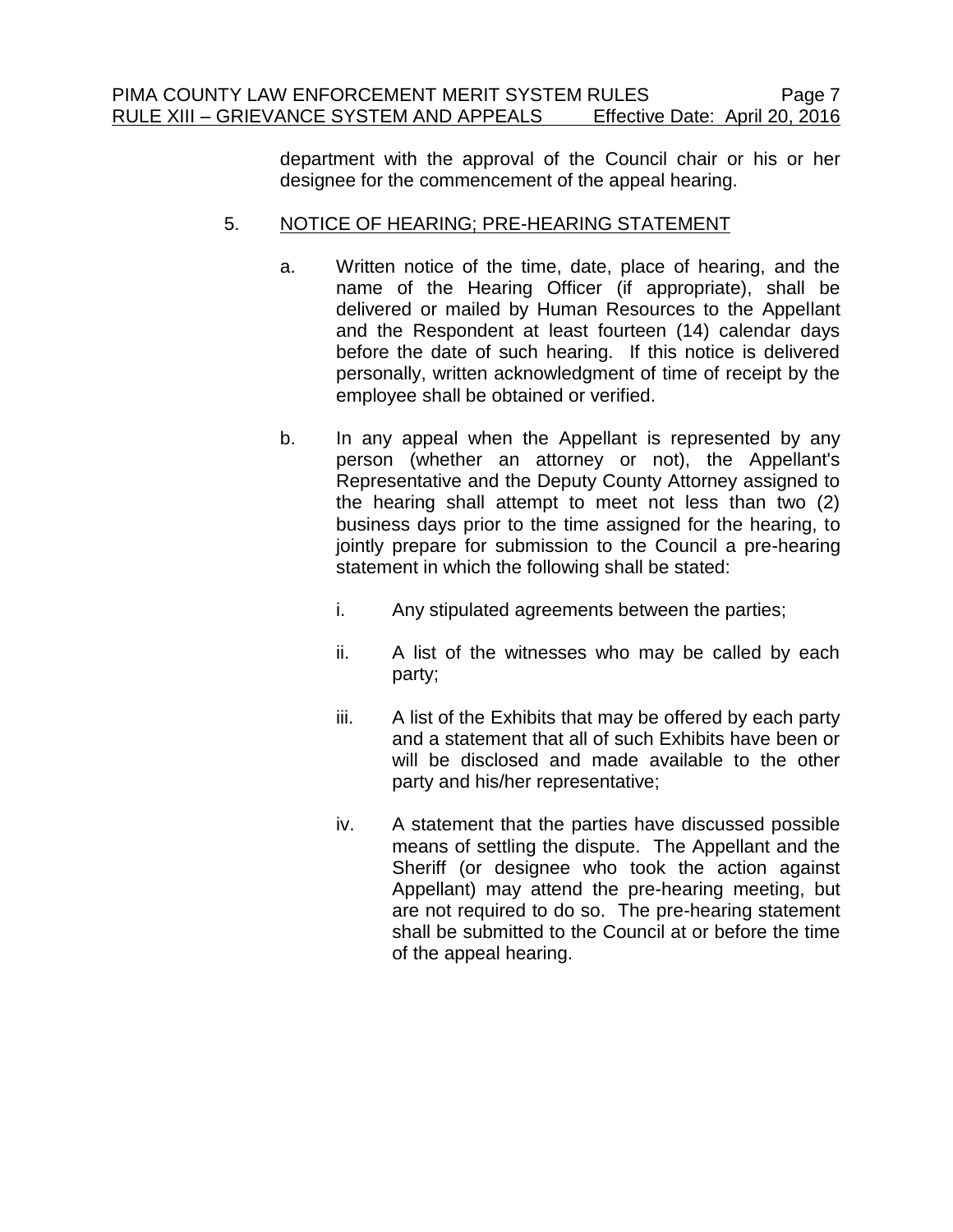department with the approval of the Council chair or his or her designee for the commencement of the appeal hearing.

5. NOTICE OF HEARING; PRE-HEARING STATEMENT

   a. Written notice of the time, date, place of hearing, and the name of the Hearing Officer (if appropriate), shall be delivered or mailed by Human Resources to the Appellant and the Respondent at least fourteen (14) calendar days before the date of such hearing. If this notice is delivered personally, written acknowledgment of time of receipt by the employee shall be obtained or verified.

   b. In any appeal when the Appellant is represented by any person (whether an attorney or not), the Appellant's Representative and the Deputy County Attorney assigned to the hearing shall attempt to meet not less than two (2) business days prior to the time assigned for the hearing, to jointly prepare for submission to the Council a pre-hearing statement in which the following shall be stated:

      i. Any stipulated agreements between the parties;

      ii. A list of the witnesses who may be called by each party;

      iii. A list of the Exhibits that may be offered by each party and a statement that all of such Exhibits have been or will be disclosed and made available to the other party and his/her representative;

      iv. A statement that the parties have discussed possible means of settling the dispute. The Appellant and the Sheriff (or designee who took the action against Appellant) may attend the pre-hearing meeting, but are not required to do so. The pre-hearing statement shall be submitted to the Council at or before the time of the appeal hearing.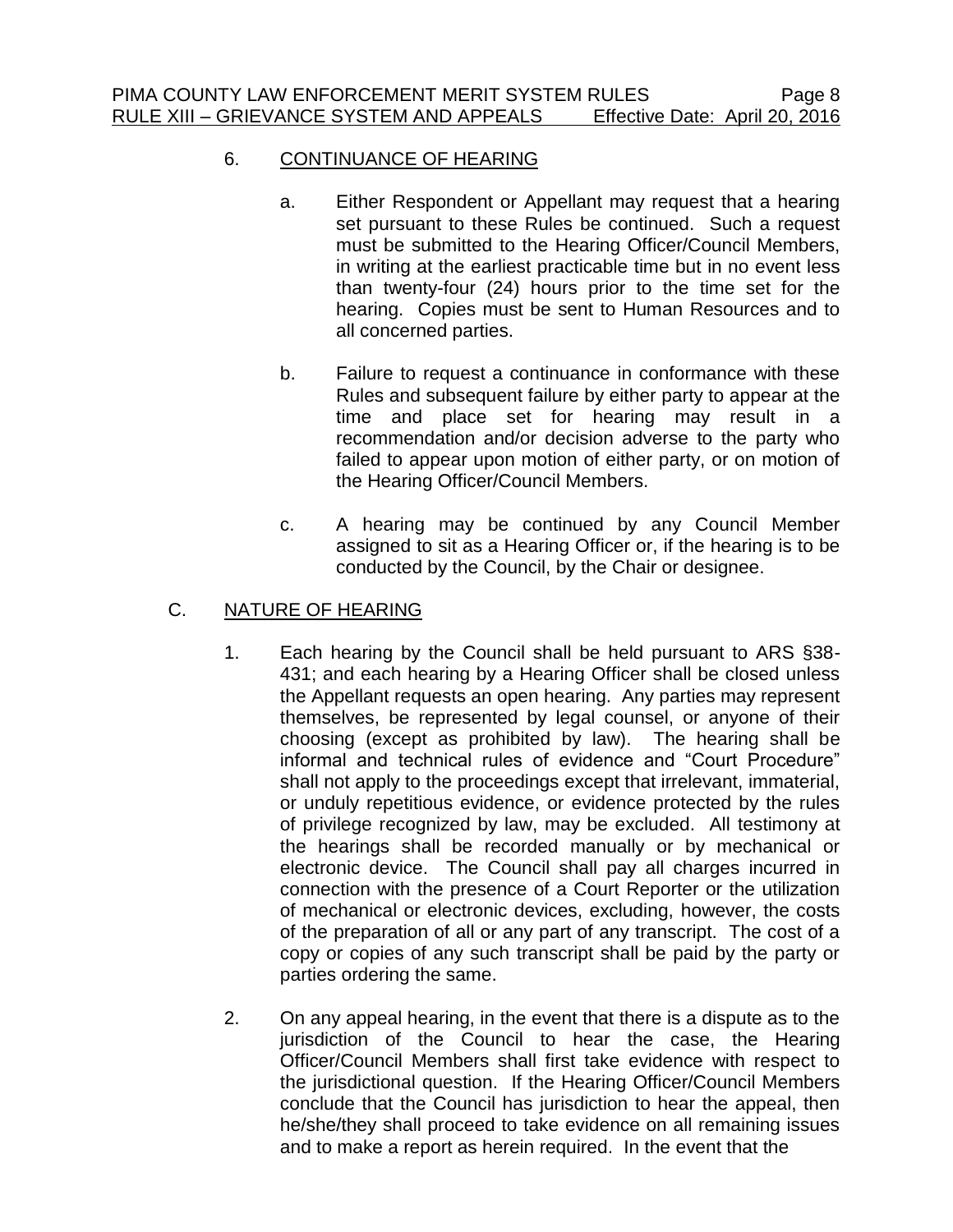6. <u>CONTINUANCE OF HEARING</u>

   a. Either Respondent or Appellant may request that a hearing set pursuant to these Rules be continued. Such a request must be submitted to the Hearing Officer/Council Members, in writing at the earliest practicable time but in no event less than twenty-four (24) hours prior to the time set for the hearing. Copies must be sent to Human Resources and to all concerned parties.

   b. Failure to request a continuance in conformance with these Rules and subsequent failure by either party to appear at the time and place set for hearing may result in a recommendation and/or decision adverse to the party who failed to appear upon motion of either party, or on motion of the Hearing Officer/Council Members.

   c. A hearing may be continued by any Council Member assigned to sit as a Hearing Officer or, if the hearing is to be conducted by the Council, by the Chair or designee.

C. <u>NATURE OF HEARING</u>

   1. Each hearing by the Council shall be held pursuant to ARS §38-431; and each hearing by a Hearing Officer shall be closed unless the Appellant requests an open hearing. Any parties may represent themselves, be represented by legal counsel, or anyone of their choosing (except as prohibited by law). The hearing shall be informal and technical rules of evidence and "Court Procedure" shall not apply to the proceedings except that irrelevant, immaterial, or unduly repetitious evidence, or evidence protected by the rules of privilege recognized by law, may be excluded. All testimony at the hearings shall be recorded manually or by mechanical or electronic device. The Council shall pay all charges incurred in connection with the presence of a Court Reporter or the utilization of mechanical or electronic devices, excluding, however, the costs of the preparation of all or any part of any transcript. The cost of a copy or copies of any such transcript shall be paid by the party or parties ordering the same.

   2. On any appeal hearing, in the event that there is a dispute as to the jurisdiction of the Council to hear the case, the Hearing Officer/Council Members shall first take evidence with respect to the jurisdictional question. If the Hearing Officer/Council Members conclude that the Council has jurisdiction to hear the appeal, then he/she/they shall proceed to take evidence on all remaining issues and to make a report as herein required. In the event that the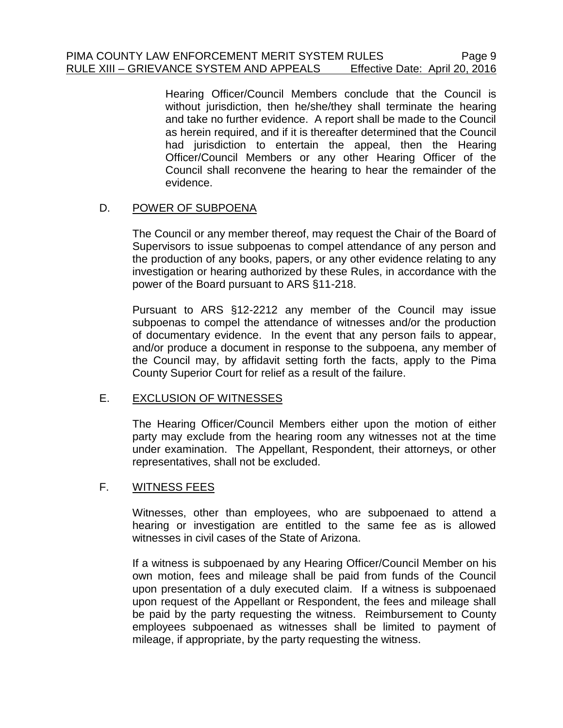Hearing Officer/Council Members conclude that the Council is without jurisdiction, then he/she/they shall terminate the hearing and take no further evidence. A report shall be made to the Council as herein required, and if it is thereafter determined that the Council had jurisdiction to entertain the appeal, then the Hearing Officer/Council Members or any other Hearing Officer of the Council shall reconvene the hearing to hear the remainder of the evidence.

D. POWER OF SUBPOENA

The Council or any member thereof, may request the Chair of the Board of Supervisors to issue subpoenas to compel attendance of any person and the production of any books, papers, or any other evidence relating to any investigation or hearing authorized by these Rules, in accordance with the power of the Board pursuant to ARS §11-218.

Pursuant to ARS §12-2212 any member of the Council may issue subpoenas to compel the attendance of witnesses and/or the production of documentary evidence. In the event that any person fails to appear, and/or produce a document in response to the subpoena, any member of the Council may, by affidavit setting forth the facts, apply to the Pima County Superior Court for relief as a result of the failure.

E. EXCLUSION OF WITNESSES

The Hearing Officer/Council Members either upon the motion of either party may exclude from the hearing room any witnesses not at the time under examination. The Appellant, Respondent, their attorneys, or other representatives, shall not be excluded.

F. WITNESS FEES

Witnesses, other than employees, who are subpoenaed to attend a hearing or investigation are entitled to the same fee as is allowed witnesses in civil cases of the State of Arizona.

If a witness is subpoenaed by any Hearing Officer/Council Member on his own motion, fees and mileage shall be paid from funds of the Council upon presentation of a duly executed claim. If a witness is subpoenaed upon request of the Appellant or Respondent, the fees and mileage shall be paid by the party requesting the witness. Reimbursement to County employees subpoenaed as witnesses shall be limited to payment of mileage, if appropriate, by the party requesting the witness.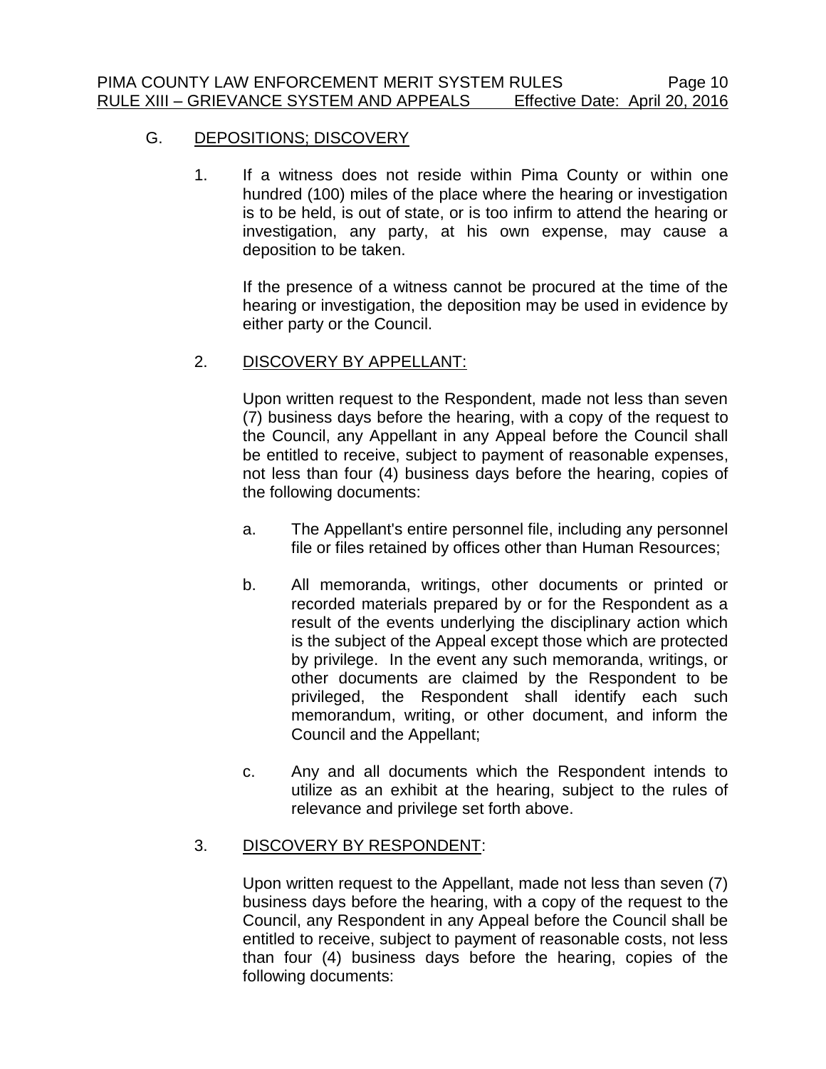## G. DEPOSITIONS; DISCOVERY

1. If a witness does not reside within Pima County or within one hundred (100) miles of the place where the hearing or investigation is to be held, is out of state, or is too infirm to attend the hearing or investigation, any party, at his own expense, may cause a deposition to be taken.

   If the presence of a witness cannot be procured at the time of the hearing or investigation, the deposition may be used in evidence by either party or the Council.

2. DISCOVERY BY APPELLANT:

   Upon written request to the Respondent, made not less than seven (7) business days before the hearing, with a copy of the request to the Council, any Appellant in any Appeal before the Council shall be entitled to receive, subject to payment of reasonable expenses, not less than four (4) business days before the hearing, copies of the following documents:

   a. The Appellant's entire personnel file, including any personnel file or files retained by offices other than Human Resources;

   b. All memoranda, writings, other documents or printed or recorded materials prepared by or for the Respondent as a result of the events underlying the disciplinary action which is the subject of the Appeal except those which are protected by privilege. In the event any such memoranda, writings, or other documents are claimed by the Respondent to be privileged, the Respondent shall identify each such memorandum, writing, or other document, and inform the Council and the Appellant;

   c. Any and all documents which the Respondent intends to utilize as an exhibit at the hearing, subject to the rules of relevance and privilege set forth above.

3. DISCOVERY BY RESPONDENT:

   Upon written request to the Appellant, made not less than seven (7) business days before the hearing, with a copy of the request to the Council, any Respondent in any Appeal before the Council shall be entitled to receive, subject to payment of reasonable costs, not less than four (4) business days before the hearing, copies of the following documents: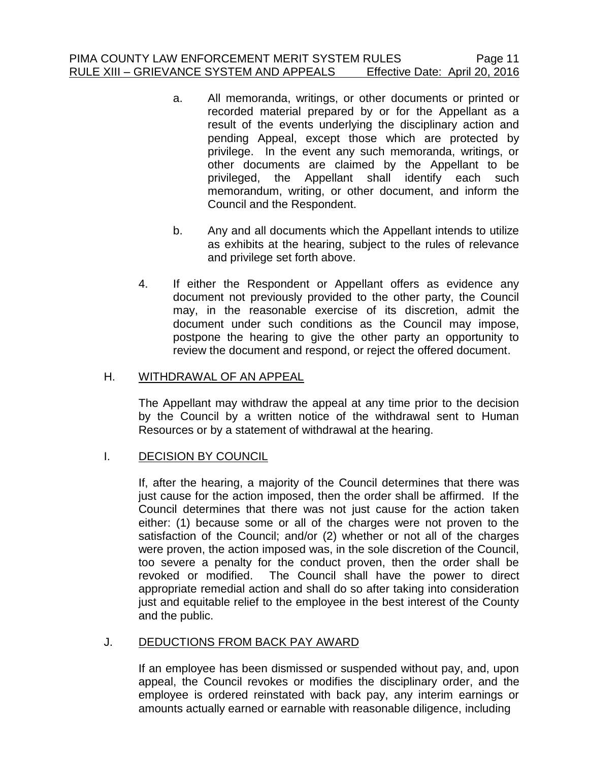a. All memoranda, writings, or other documents or printed or recorded material prepared by or for the Appellant as a result of the events underlying the disciplinary action and pending Appeal, except those which are protected by privilege. In the event any such memoranda, writings, or other documents are claimed by the Appellant to be privileged, the Appellant shall identify each such memorandum, writing, or other document, and inform the Council and the Respondent.

b. Any and all documents which the Appellant intends to utilize as exhibits at the hearing, subject to the rules of relevance and privilege set forth above.

4. If either the Respondent or Appellant offers as evidence any document not previously provided to the other party, the Council may, in the reasonable exercise of its discretion, admit the document under such conditions as the Council may impose, postpone the hearing to give the other party an opportunity to review the document and respond, or reject the offered document.

## H. WITHDRAWAL OF AN APPEAL

The Appellant may withdraw the appeal at any time prior to the decision by the Council by a written notice of the withdrawal sent to Human Resources or by a statement of withdrawal at the hearing.

## I. DECISION BY COUNCIL

If, after the hearing, a majority of the Council determines that there was just cause for the action imposed, then the order shall be affirmed. If the Council determines that there was not just cause for the action taken either: (1) because some or all of the charges were not proven to the satisfaction of the Council; and/or (2) whether or not all of the charges were proven, the action imposed was, in the sole discretion of the Council, too severe a penalty for the conduct proven, then the order shall be revoked or modified. The Council shall have the power to direct appropriate remedial action and shall do so after taking into consideration just and equitable relief to the employee in the best interest of the County and the public.

## J. DEDUCTIONS FROM BACK PAY AWARD

If an employee has been dismissed or suspended without pay, and, upon appeal, the Council revokes or modifies the disciplinary order, and the employee is ordered reinstated with back pay, any interim earnings or amounts actually earned or earnable with reasonable diligence, including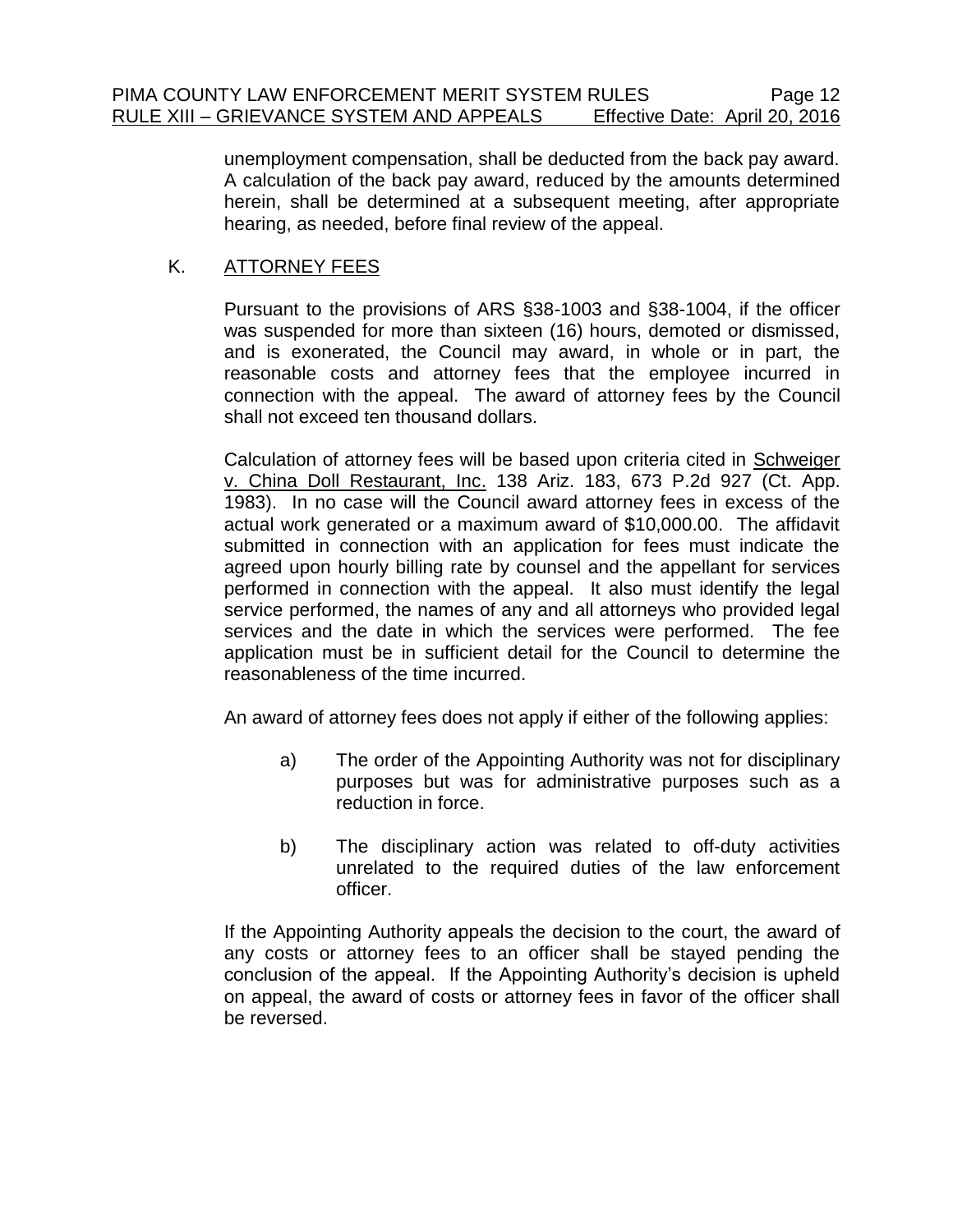unemployment compensation, shall be deducted from the back pay award. A calculation of the back pay award, reduced by the amounts determined herein, shall be determined at a subsequent meeting, after appropriate hearing, as needed, before final review of the appeal.

K. ATTORNEY FEES

Pursuant to the provisions of ARS §38-1003 and §38-1004, if the officer was suspended for more than sixteen (16) hours, demoted or dismissed, and is exonerated, the Council may award, in whole or in part, the reasonable costs and attorney fees that the employee incurred in connection with the appeal. The award of attorney fees by the Council shall not exceed ten thousand dollars.

Calculation of attorney fees will be based upon criteria cited in Schweiger v. China Doll Restaurant, Inc. 138 Ariz. 183, 673 P.2d 927 (Ct. App. 1983). In no case will the Council award attorney fees in excess of the actual work generated or a maximum award of $10,000.00. The affidavit submitted in connection with an application for fees must indicate the agreed upon hourly billing rate by counsel and the appellant for services performed in connection with the appeal. It also must identify the legal service performed, the names of any and all attorneys who provided legal services and the date in which the services were performed. The fee application must be in sufficient detail for the Council to determine the reasonableness of the time incurred.

An award of attorney fees does not apply if either of the following applies:

a) The order of the Appointing Authority was not for disciplinary purposes but was for administrative purposes such as a reduction in force.

b) The disciplinary action was related to off-duty activities unrelated to the required duties of the law enforcement officer.

If the Appointing Authority appeals the decision to the court, the award of any costs or attorney fees to an officer shall be stayed pending the conclusion of the appeal. If the Appointing Authority's decision is upheld on appeal, the award of costs or attorney fees in favor of the officer shall be reversed.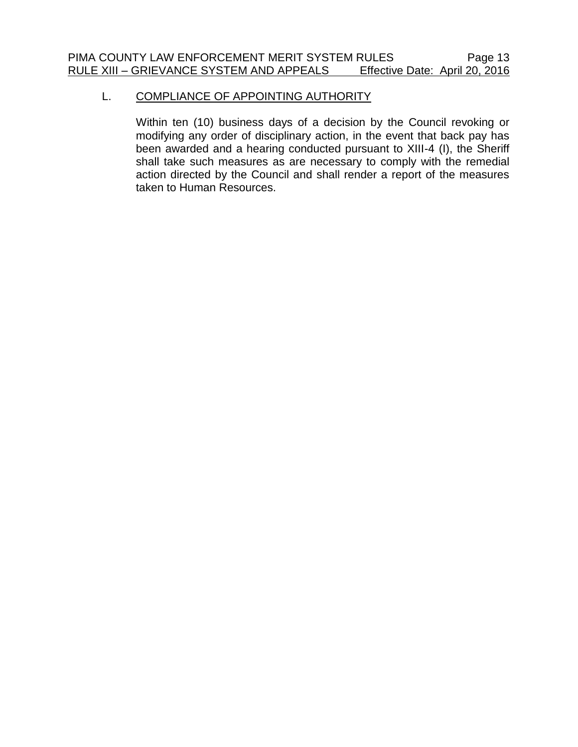## L. COMPLIANCE OF APPOINTING AUTHORITY

Within ten (10) business days of a decision by the Council revoking or modifying any order of disciplinary action, in the event that back pay has been awarded and a hearing conducted pursuant to XIII-4 (I), the Sheriff shall take such measures as are necessary to comply with the remedial action directed by the Council and shall render a report of the measures taken to Human Resources.